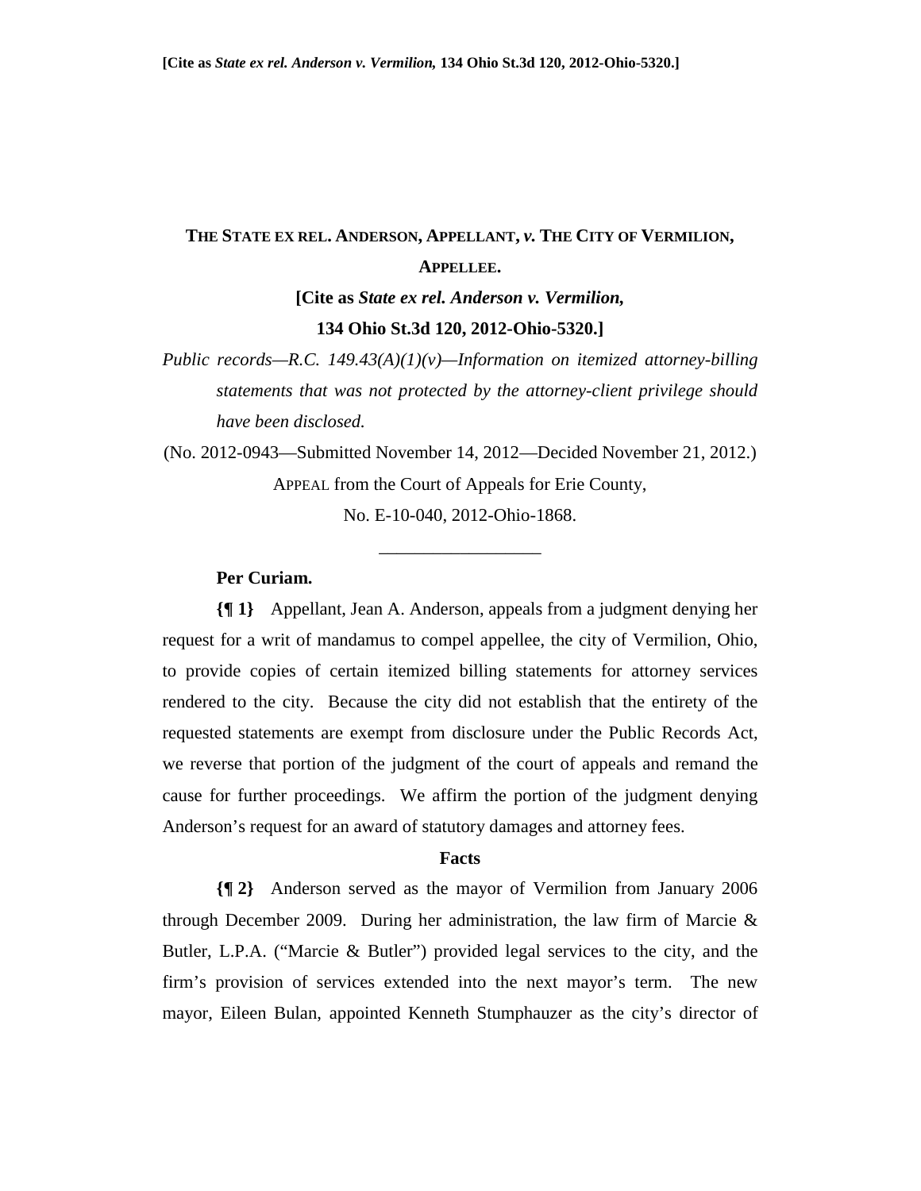[Cite as *State ex rel. Anderson v. Vermilion,* 134 Ohio St.3d 120, 2012-Ohio-5320.]

# THE STATE EX REL. ANDERSON, APPELLANT, *v.* THE CITY OF VERMILION, APPELLEE.

**[Cite as *State ex rel. Anderson v. Vermilion,* 134 Ohio St.3d 120, 2012-Ohio-5320.]**

*Public records—R.C. 149.43(A)(1)(v)—Information on itemized attorney-billing statements that was not protected by the attorney-client privilege should have been disclosed.*

(No. 2012-0943—Submitted November 14, 2012—Decided November 21, 2012.)

APPEAL from the Court of Appeals for Erie County, No. E-10-040, 2012-Ohio-1868.

---

**Per Curiam.**

**{¶ 1}** Appellant, Jean A. Anderson, appeals from a judgment denying her request for a writ of mandamus to compel appellee, the city of Vermilion, Ohio, to provide copies of certain itemized billing statements for attorney services rendered to the city. Because the city did not establish that the entirety of the requested statements are exempt from disclosure under the Public Records Act, we reverse that portion of the judgment of the court of appeals and remand the cause for further proceedings. We affirm the portion of the judgment denying Anderson's request for an award of statutory damages and attorney fees.

## Facts

**{¶ 2}** Anderson served as the mayor of Vermilion from January 2006 through December 2009. During her administration, the law firm of Marcie & Butler, L.P.A. ("Marcie & Butler") provided legal services to the city, and the firm's provision of services extended into the next mayor's term. The new mayor, Eileen Bulan, appointed Kenneth Stumphauzer as the city's director of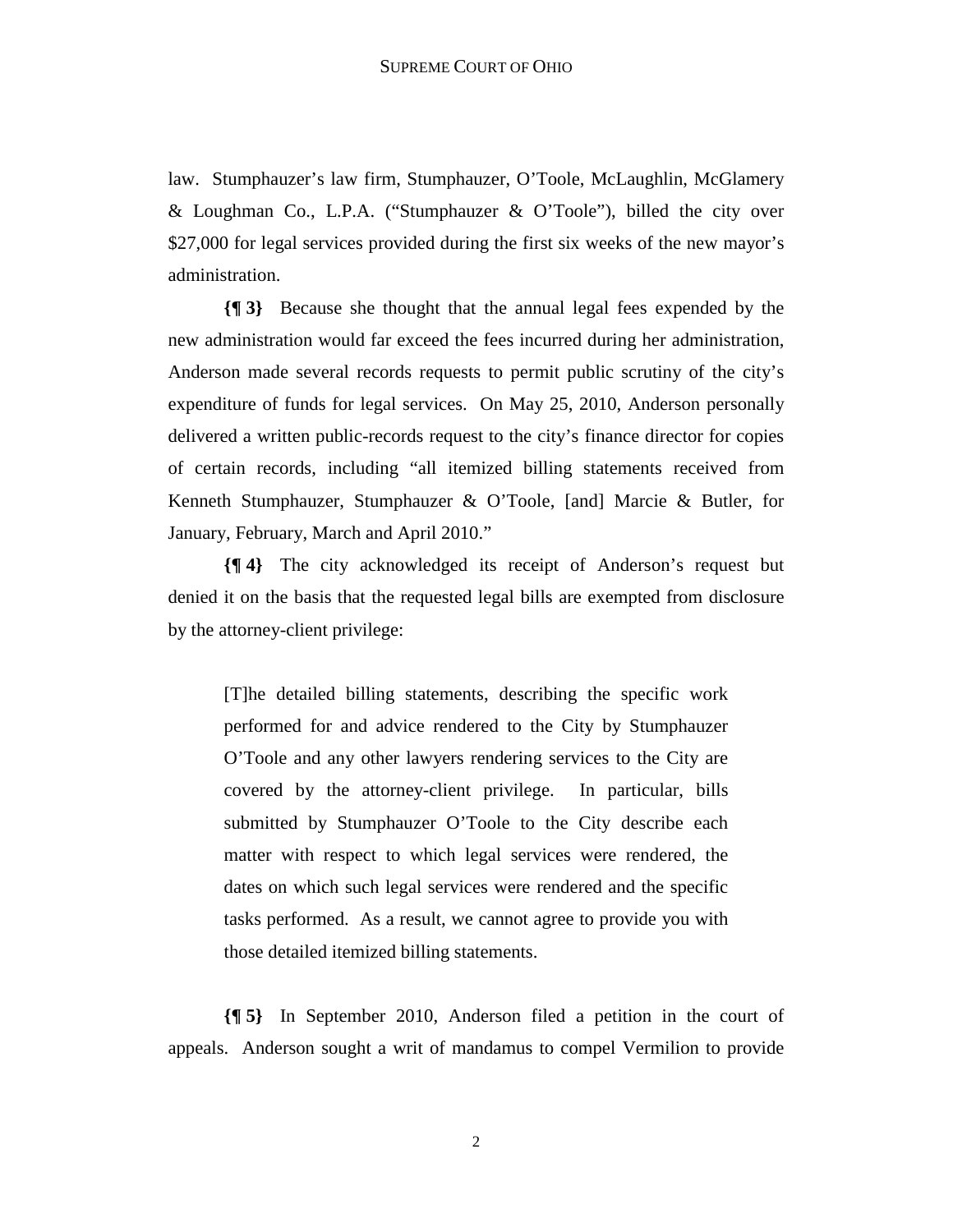law. Stumphauzer's law firm, Stumphauzer, O'Toole, McLaughlin, McGlamery & Loughman Co., L.P.A. ("Stumphauzer & O'Toole"), billed the city over $27,000 for legal services provided during the first six weeks of the new mayor's administration.

**{¶ 3}** Because she thought that the annual legal fees expended by the new administration would far exceed the fees incurred during her administration, Anderson made several records requests to permit public scrutiny of the city's expenditure of funds for legal services. On May 25, 2010, Anderson personally delivered a written public-records request to the city's finance director for copies of certain records, including "all itemized billing statements received from Kenneth Stumphauzer, Stumphauzer & O'Toole, [and] Marcie & Butler, for January, February, March and April 2010."

**{¶ 4}** The city acknowledged its receipt of Anderson's request but denied it on the basis that the requested legal bills are exempted from disclosure by the attorney-client privilege:

> [T]he detailed billing statements, describing the specific work performed for and advice rendered to the City by Stumphauzer O'Toole and any other lawyers rendering services to the City are covered by the attorney-client privilege. In particular, bills submitted by Stumphauzer O'Toole to the City describe each matter with respect to which legal services were rendered, the dates on which such legal services were rendered and the specific tasks performed. As a result, we cannot agree to provide you with those detailed itemized billing statements.

**{¶ 5}** In September 2010, Anderson filed a petition in the court of appeals. Anderson sought a writ of mandamus to compel Vermilion to provide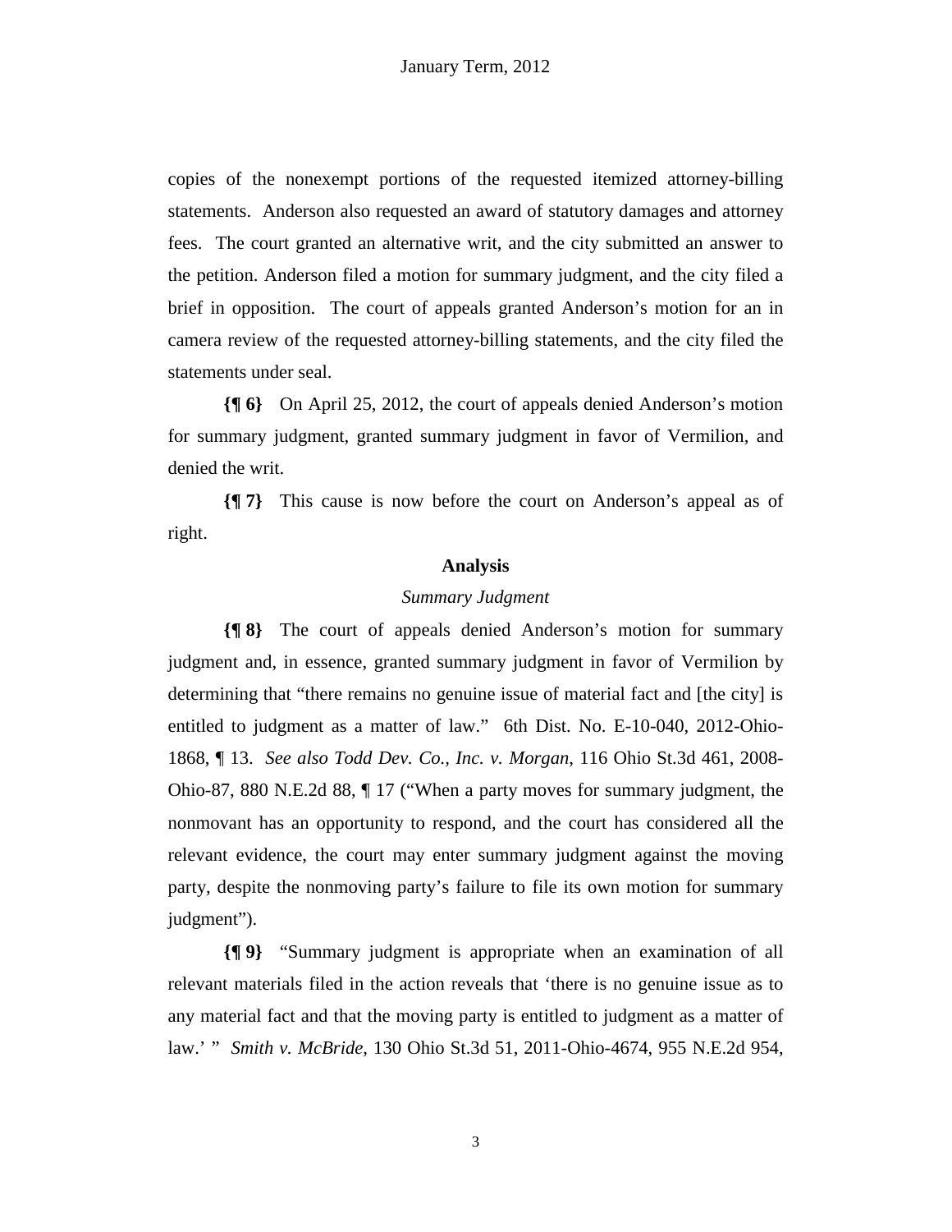copies of the nonexempt portions of the requested itemized attorney-billing statements. Anderson also requested an award of statutory damages and attorney fees. The court granted an alternative writ, and the city submitted an answer to the petition. Anderson filed a motion for summary judgment, and the city filed a brief in opposition. The court of appeals granted Anderson's motion for an in camera review of the requested attorney-billing statements, and the city filed the statements under seal.

**{¶ 6}** On April 25, 2012, the court of appeals denied Anderson's motion for summary judgment, granted summary judgment in favor of Vermilion, and denied the writ.

**{¶ 7}** This cause is now before the court on Anderson's appeal as of right.

## Analysis

### *Summary Judgment*

**{¶ 8}** The court of appeals denied Anderson's motion for summary judgment and, in essence, granted summary judgment in favor of Vermilion by determining that "there remains no genuine issue of material fact and [the city] is entitled to judgment as a matter of law." 6th Dist. No. E-10-040, 2012-Ohio-1868, ¶ 13. *See also Todd Dev. Co., Inc. v. Morgan*, 116 Ohio St.3d 461, 2008-Ohio-87, 880 N.E.2d 88, ¶ 17 ("When a party moves for summary judgment, the nonmovant has an opportunity to respond, and the court has considered all the relevant evidence, the court may enter summary judgment against the moving party, despite the nonmoving party's failure to file its own motion for summary judgment").

**{¶ 9}** "Summary judgment is appropriate when an examination of all relevant materials filed in the action reveals that 'there is no genuine issue as to any material fact and that the moving party is entitled to judgment as a matter of law.' " *Smith v. McBride*, 130 Ohio St.3d 51, 2011-Ohio-4674, 955 N.E.2d 954,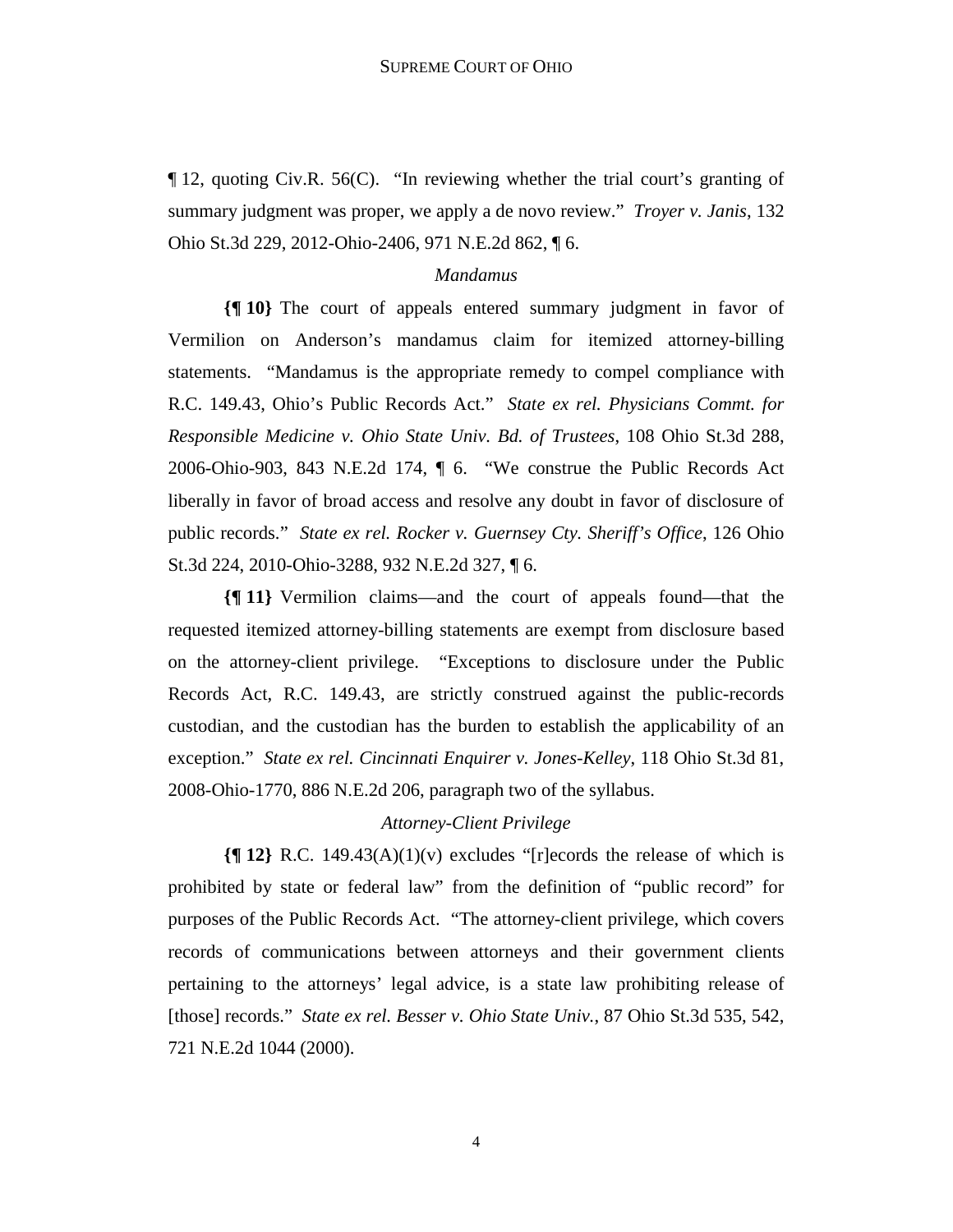¶ 12, quoting Civ.R. 56(C). "In reviewing whether the trial court's granting of summary judgment was proper, we apply a de novo review." *Troyer v. Janis*, 132 Ohio St.3d 229, 2012-Ohio-2406, 971 N.E.2d 862, ¶ 6.

*Mandamus*

**{¶ 10}** The court of appeals entered summary judgment in favor of Vermilion on Anderson's mandamus claim for itemized attorney-billing statements. "Mandamus is the appropriate remedy to compel compliance with R.C. 149.43, Ohio's Public Records Act." *State ex rel. Physicians Commt. for Responsible Medicine v. Ohio State Univ. Bd. of Trustees*, 108 Ohio St.3d 288, 2006-Ohio-903, 843 N.E.2d 174, ¶ 6. "We construe the Public Records Act liberally in favor of broad access and resolve any doubt in favor of disclosure of public records." *State ex rel. Rocker v. Guernsey Cty. Sheriff's Office*, 126 Ohio St.3d 224, 2010-Ohio-3288, 932 N.E.2d 327, ¶ 6.

**{¶ 11}** Vermilion claims—and the court of appeals found—that the requested itemized attorney-billing statements are exempt from disclosure based on the attorney-client privilege. "Exceptions to disclosure under the Public Records Act, R.C. 149.43, are strictly construed against the public-records custodian, and the custodian has the burden to establish the applicability of an exception." *State ex rel. Cincinnati Enquirer v. Jones-Kelley*, 118 Ohio St.3d 81, 2008-Ohio-1770, 886 N.E.2d 206, paragraph two of the syllabus.

*Attorney-Client Privilege*

**{¶ 12}** R.C. 149.43(A)(1)(v) excludes "[r]ecords the release of which is prohibited by state or federal law" from the definition of "public record" for purposes of the Public Records Act. "The attorney-client privilege, which covers records of communications between attorneys and their government clients pertaining to the attorneys' legal advice, is a state law prohibiting release of [those] records." *State ex rel. Besser v. Ohio State Univ.*, 87 Ohio St.3d 535, 542, 721 N.E.2d 1044 (2000).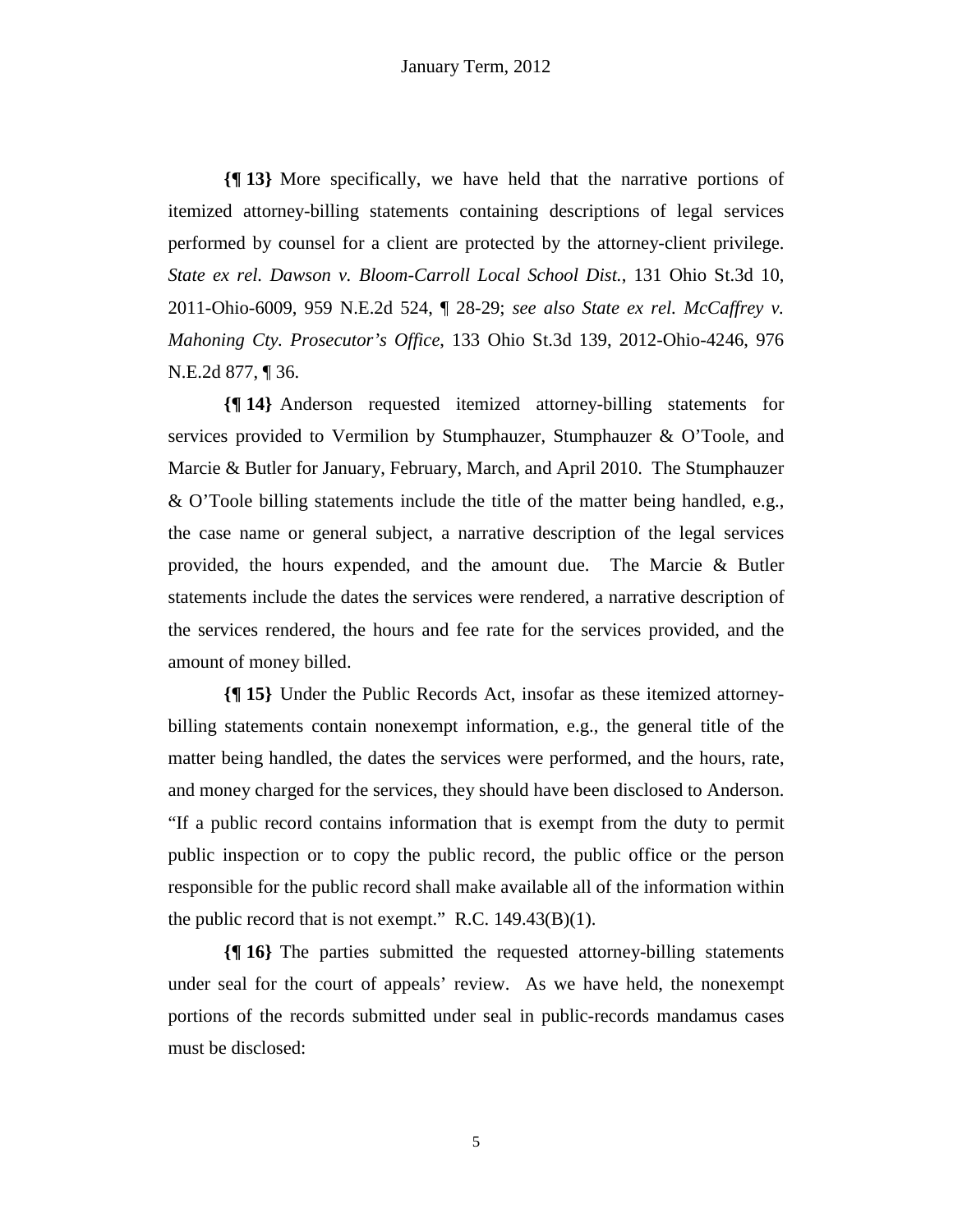**{¶ 13}** More specifically, we have held that the narrative portions of itemized attorney-billing statements containing descriptions of legal services performed by counsel for a client are protected by the attorney-client privilege. *State ex rel. Dawson v. Bloom-Carroll Local School Dist.*, 131 Ohio St.3d 10, 2011-Ohio-6009, 959 N.E.2d 524, ¶ 28-29; *see also State ex rel. McCaffrey v. Mahoning Cty. Prosecutor's Office*, 133 Ohio St.3d 139, 2012-Ohio-4246, 976 N.E.2d 877, ¶ 36.

**{¶ 14}** Anderson requested itemized attorney-billing statements for services provided to Vermilion by Stumphauzer, Stumphauzer & O'Toole, and Marcie & Butler for January, February, March, and April 2010. The Stumphauzer & O'Toole billing statements include the title of the matter being handled, e.g., the case name or general subject, a narrative description of the legal services provided, the hours expended, and the amount due. The Marcie & Butler statements include the dates the services were rendered, a narrative description of the services rendered, the hours and fee rate for the services provided, and the amount of money billed.

**{¶ 15}** Under the Public Records Act, insofar as these itemized attorney-billing statements contain nonexempt information, e.g., the general title of the matter being handled, the dates the services were performed, and the hours, rate, and money charged for the services, they should have been disclosed to Anderson. "If a public record contains information that is exempt from the duty to permit public inspection or to copy the public record, the public office or the person responsible for the public record shall make available all of the information within the public record that is not exempt." R.C. 149.43(B)(1).

**{¶ 16}** The parties submitted the requested attorney-billing statements under seal for the court of appeals' review. As we have held, the nonexempt portions of the records submitted under seal in public-records mandamus cases must be disclosed: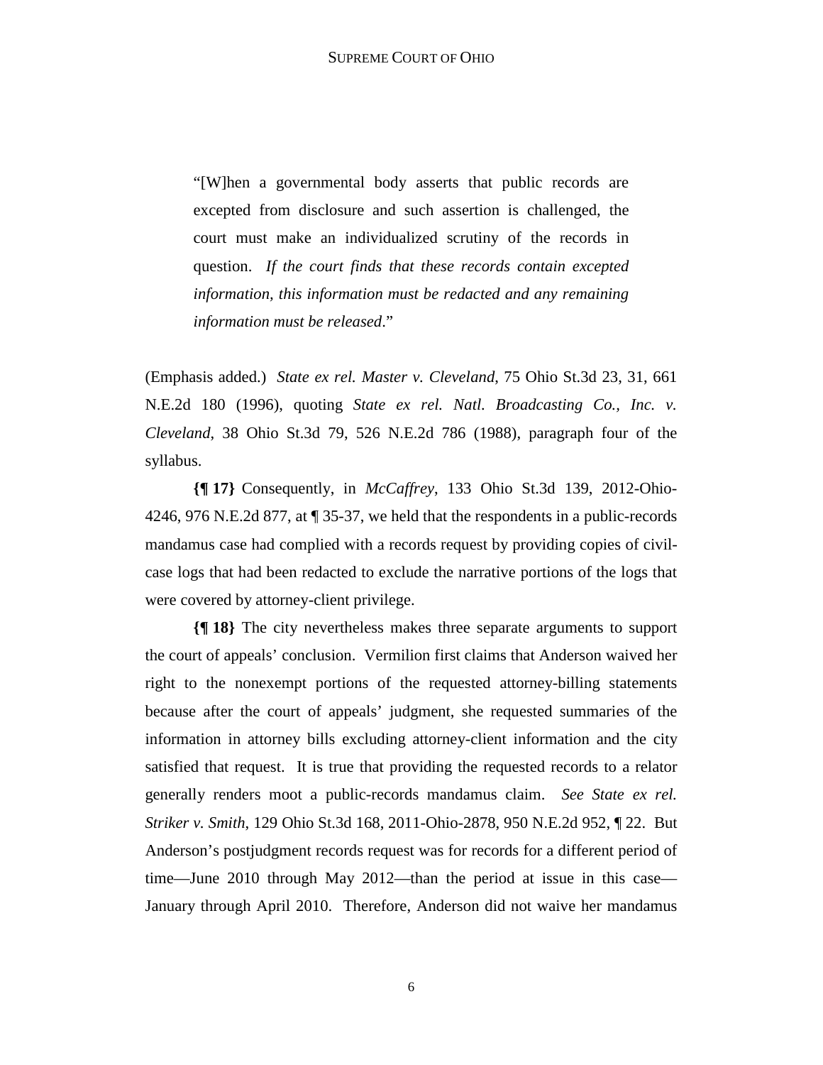> "[W]hen a governmental body asserts that public records are excepted from disclosure and such assertion is challenged, the court must make an individualized scrutiny of the records in question. *If the court finds that these records contain excepted information, this information must be redacted and any remaining information must be released*."

(Emphasis added.) *State ex rel. Master v. Cleveland*, 75 Ohio St.3d 23, 31, 661 N.E.2d 180 (1996), quoting *State ex rel. Natl. Broadcasting Co., Inc. v. Cleveland*, 38 Ohio St.3d 79, 526 N.E.2d 786 (1988), paragraph four of the syllabus.

**{¶ 17}** Consequently, in *McCaffrey*, 133 Ohio St.3d 139, 2012-Ohio-4246, 976 N.E.2d 877, at ¶ 35-37, we held that the respondents in a public-records mandamus case had complied with a records request by providing copies of civil-case logs that had been redacted to exclude the narrative portions of the logs that were covered by attorney-client privilege.

**{¶ 18}** The city nevertheless makes three separate arguments to support the court of appeals' conclusion. Vermilion first claims that Anderson waived her right to the nonexempt portions of the requested attorney-billing statements because after the court of appeals' judgment, she requested summaries of the information in attorney bills excluding attorney-client information and the city satisfied that request. It is true that providing the requested records to a relator generally renders moot a public-records mandamus claim. *See State ex rel. Striker v. Smith*, 129 Ohio St.3d 168, 2011-Ohio-2878, 950 N.E.2d 952, ¶ 22. But Anderson's postjudgment records request was for records for a different period of time—June 2010 through May 2012—than the period at issue in this case—January through April 2010. Therefore, Anderson did not waive her mandamus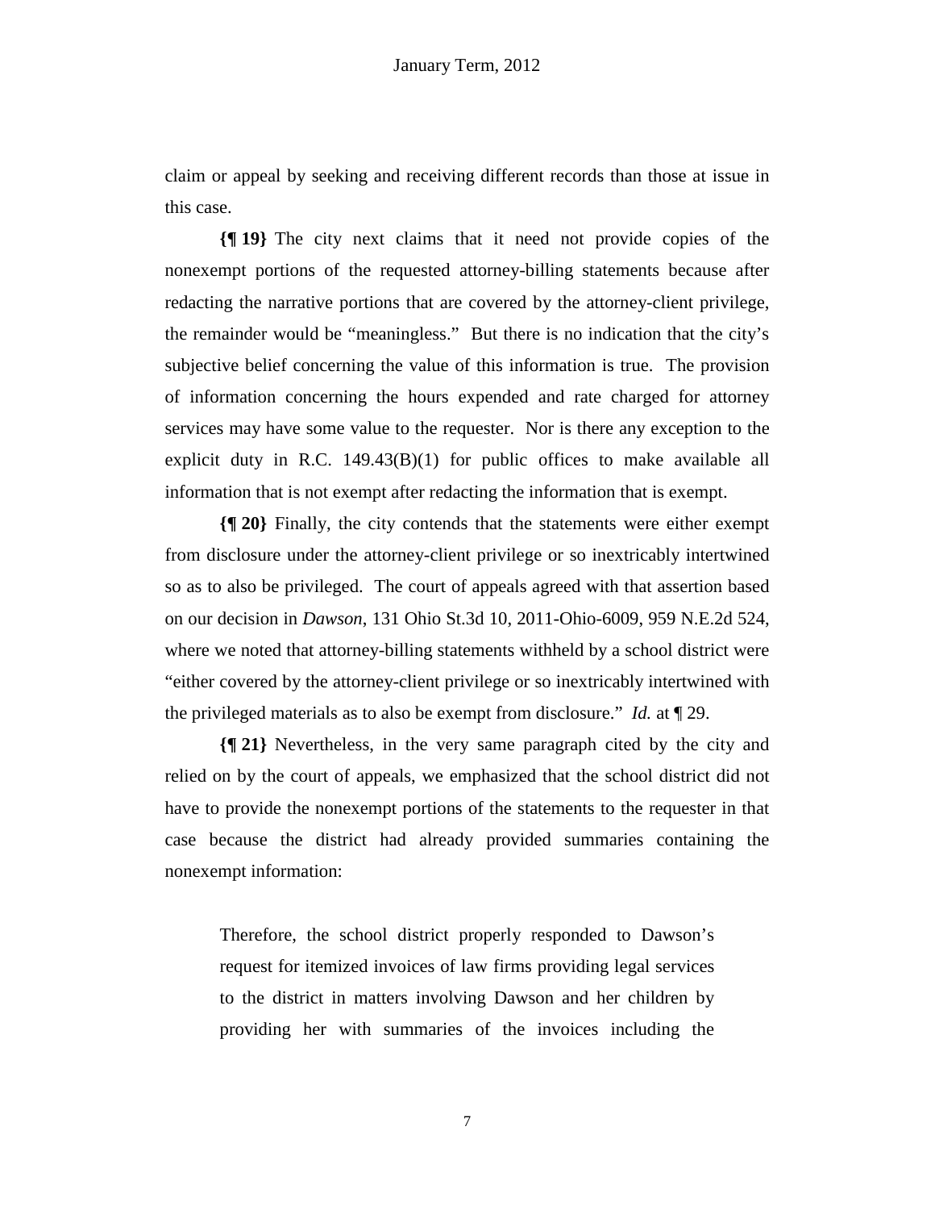claim or appeal by seeking and receiving different records than those at issue in this case.

**{¶ 19}** The city next claims that it need not provide copies of the nonexempt portions of the requested attorney-billing statements because after redacting the narrative portions that are covered by the attorney-client privilege, the remainder would be "meaningless." But there is no indication that the city's subjective belief concerning the value of this information is true. The provision of information concerning the hours expended and rate charged for attorney services may have some value to the requester. Nor is there any exception to the explicit duty in R.C. 149.43(B)(1) for public offices to make available all information that is not exempt after redacting the information that is exempt.

**{¶ 20}** Finally, the city contends that the statements were either exempt from disclosure under the attorney-client privilege or so inextricably intertwined so as to also be privileged. The court of appeals agreed with that assertion based on our decision in *Dawson*, 131 Ohio St.3d 10, 2011-Ohio-6009, 959 N.E.2d 524, where we noted that attorney-billing statements withheld by a school district were "either covered by the attorney-client privilege or so inextricably intertwined with the privileged materials as to also be exempt from disclosure." *Id.* at ¶ 29.

**{¶ 21}** Nevertheless, in the very same paragraph cited by the city and relied on by the court of appeals, we emphasized that the school district did not have to provide the nonexempt portions of the statements to the requester in that case because the district had already provided summaries containing the nonexempt information:

> Therefore, the school district properly responded to Dawson's request for itemized invoices of law firms providing legal services to the district in matters involving Dawson and her children by providing her with summaries of the invoices including the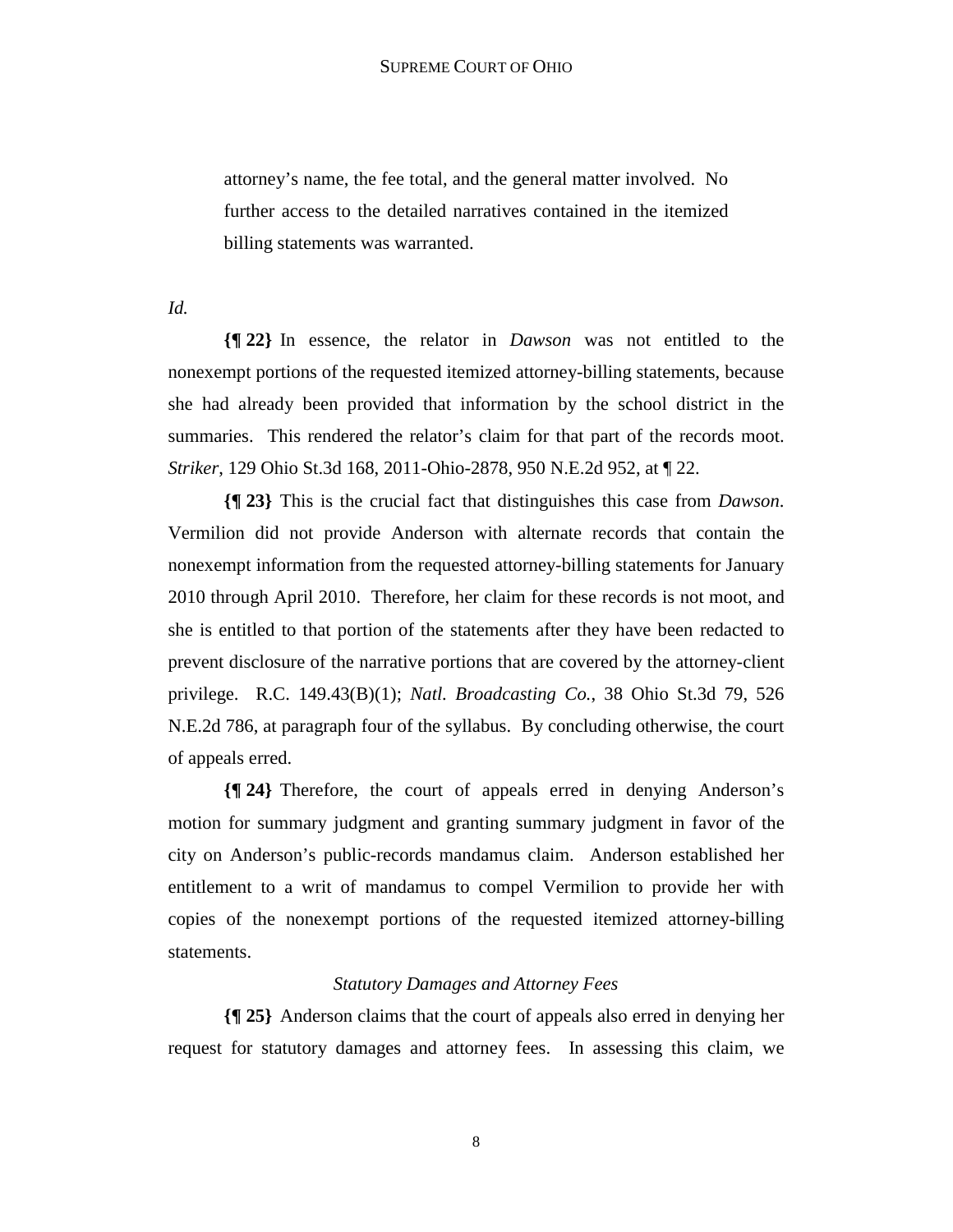attorney's name, the fee total, and the general matter involved. No further access to the detailed narratives contained in the itemized billing statements was warranted.

*Id.*

**{¶ 22}** In essence, the relator in *Dawson* was not entitled to the nonexempt portions of the requested itemized attorney-billing statements, because she had already been provided that information by the school district in the summaries. This rendered the relator's claim for that part of the records moot. *Striker*, 129 Ohio St.3d 168, 2011-Ohio-2878, 950 N.E.2d 952, at ¶ 22.

**{¶ 23}** This is the crucial fact that distinguishes this case from *Dawson*. Vermilion did not provide Anderson with alternate records that contain the nonexempt information from the requested attorney-billing statements for January 2010 through April 2010. Therefore, her claim for these records is not moot, and she is entitled to that portion of the statements after they have been redacted to prevent disclosure of the narrative portions that are covered by the attorney-client privilege. R.C. 149.43(B)(1); *Natl. Broadcasting Co.*, 38 Ohio St.3d 79, 526 N.E.2d 786, at paragraph four of the syllabus. By concluding otherwise, the court of appeals erred.

**{¶ 24}** Therefore, the court of appeals erred in denying Anderson's motion for summary judgment and granting summary judgment in favor of the city on Anderson's public-records mandamus claim. Anderson established her entitlement to a writ of mandamus to compel Vermilion to provide her with copies of the nonexempt portions of the requested itemized attorney-billing statements.

*Statutory Damages and Attorney Fees*

**{¶ 25}** Anderson claims that the court of appeals also erred in denying her request for statutory damages and attorney fees. In assessing this claim, we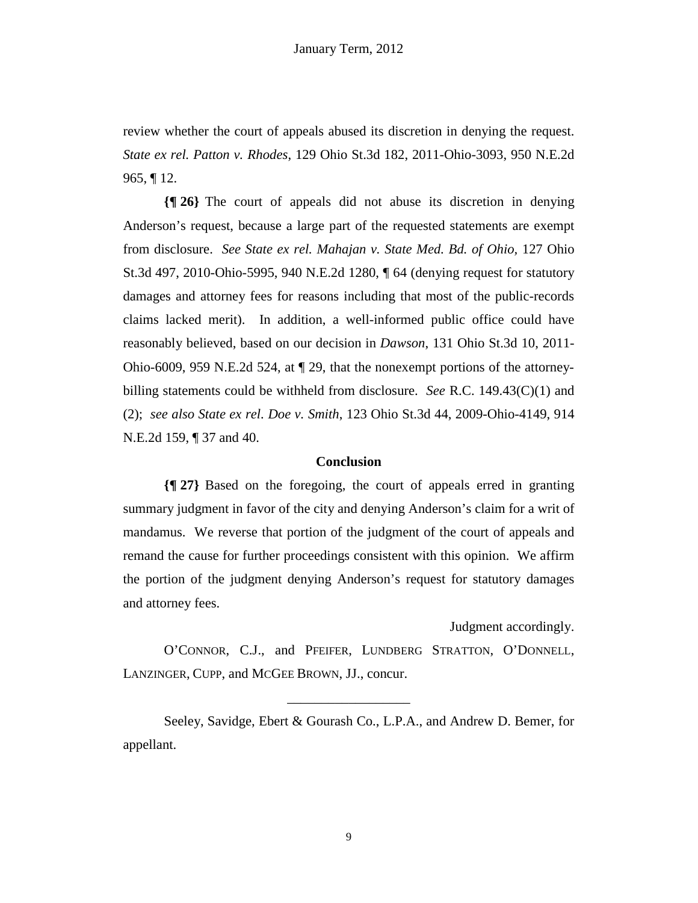review whether the court of appeals abused its discretion in denying the request. *State ex rel. Patton v. Rhodes*, 129 Ohio St.3d 182, 2011-Ohio-3093, 950 N.E.2d 965, ¶ 12.

**{¶ 26}** The court of appeals did not abuse its discretion in denying Anderson's request, because a large part of the requested statements are exempt from disclosure. *See State ex rel. Mahajan v. State Med. Bd. of Ohio*, 127 Ohio St.3d 497, 2010-Ohio-5995, 940 N.E.2d 1280, ¶ 64 (denying request for statutory damages and attorney fees for reasons including that most of the public-records claims lacked merit). In addition, a well-informed public office could have reasonably believed, based on our decision in *Dawson*, 131 Ohio St.3d 10, 2011-Ohio-6009, 959 N.E.2d 524, at ¶ 29, that the nonexempt portions of the attorney-billing statements could be withheld from disclosure. *See* R.C. 149.43(C)(1) and (2); *see also State ex rel. Doe v. Smith*, 123 Ohio St.3d 44, 2009-Ohio-4149, 914 N.E.2d 159, ¶ 37 and 40.

## Conclusion

**{¶ 27}** Based on the foregoing, the court of appeals erred in granting summary judgment in favor of the city and denying Anderson's claim for a writ of mandamus. We reverse that portion of the judgment of the court of appeals and remand the cause for further proceedings consistent with this opinion. We affirm the portion of the judgment denying Anderson's request for statutory damages and attorney fees.

Judgment accordingly.

O'CONNOR, C.J., and PFEIFER, LUNDBERG STRATTON, O'DONNELL, LANZINGER, CUPP, and MCGEE BROWN, JJ., concur.

---

Seeley, Savidge, Ebert & Gourash Co., L.P.A., and Andrew D. Bemer, for appellant.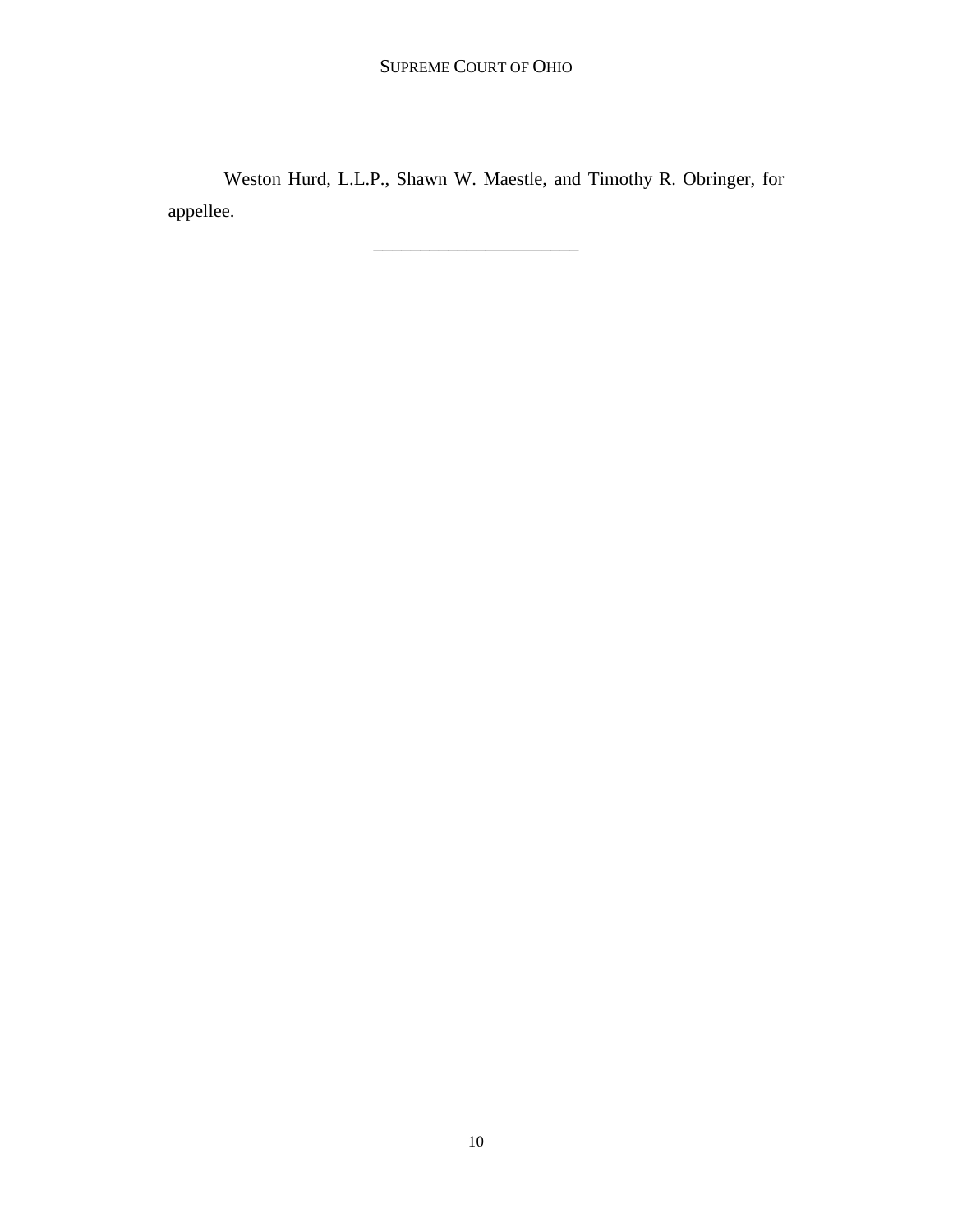Weston Hurd, L.L.P., Shawn W. Maestle, and Timothy R. Obringer, for appellee.

_________________________